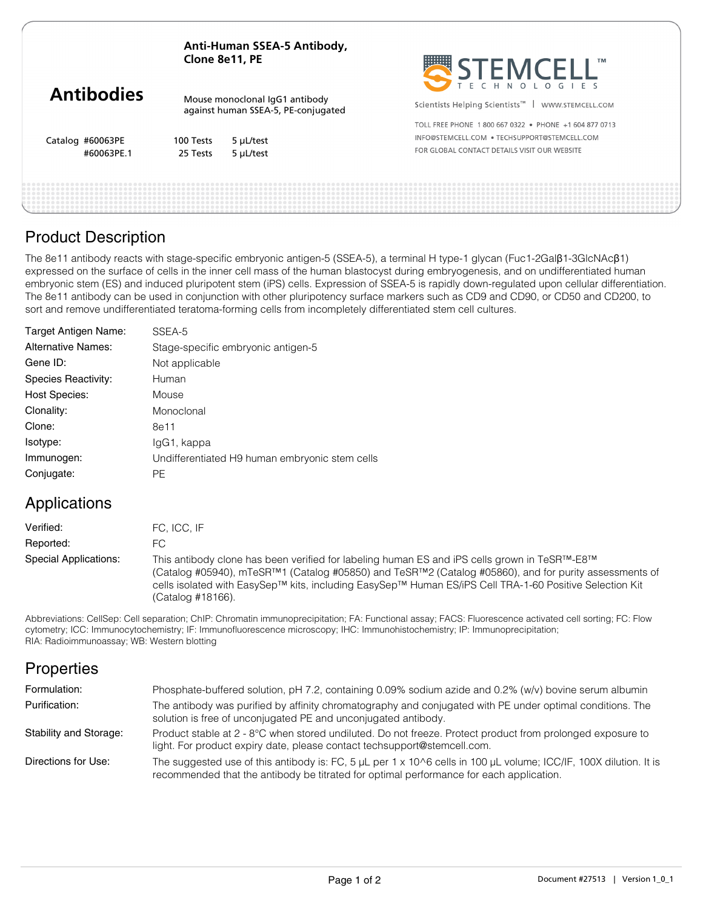# Anti-Human SSEA-5 Antibody, Clone 8e11, PE

## Antibodies

Mouse monoclonal IgG1 antibody against human SSEA-5, PE-conjugated

| Catalog | | |
|---|---|---|
| #60063PE | 100 Tests | 5 µL/test |
| #60063PE.1 | 25 Tests | 5 µL/test |

STEMCELL™ TECHNOLOGIES

Scientists Helping Scientists™ | WWW.STEMCELL.COM

TOLL FREE PHONE 1 800 667 0322 • PHONE +1 604 877 0713
INFO@STEMCELL.COM • TECHSUPPORT@STEMCELL.COM
FOR GLOBAL CONTACT DETAILS VISIT OUR WEBSITE

## Product Description

The 8e11 antibody reacts with stage-specific embryonic antigen-5 (SSEA-5), a terminal H type-1 glycan (Fuc1-2Galβ1-3GlcNAcβ1) expressed on the surface of cells in the inner cell mass of the human blastocyst during embryogenesis, and on undifferentiated human embryonic stem (ES) and induced pluripotent stem (iPS) cells. Expression of SSEA-5 is rapidly down-regulated upon cellular differentiation. The 8e11 antibody can be used in conjunction with other pluripotency surface markers such as CD9 and CD90, or CD50 and CD200, to sort and remove undifferentiated teratoma-forming cells from incompletely differentiated stem cell cultures.

| | |
|---|---|
| Target Antigen Name: | SSEA-5 |
| Alternative Names: | Stage-specific embryonic antigen-5 |
| Gene ID: | Not applicable |
| Species Reactivity: | Human |
| Host Species: | Mouse |
| Clonality: | Monoclonal |
| Clone: | 8e11 |
| Isotype: | IgG1, kappa |
| Immunogen: | Undifferentiated H9 human embryonic stem cells |
| Conjugate: | PE |

## Applications

| | |
|---|---|
| Verified: | FC, ICC, IF |
| Reported: | FC |
| Special Applications: | This antibody clone has been verified for labeling human ES and iPS cells grown in TeSR™-E8™ (Catalog #05940), mTeSR™1 (Catalog #05850) and TeSR™2 (Catalog #05860), and for purity assessments of cells isolated with EasySep™ kits, including EasySep™ Human ES/iPS Cell TRA-1-60 Positive Selection Kit (Catalog #18166). |

Abbreviations: CellSep: Cell separation; ChIP: Chromatin immunoprecipitation; FA: Functional assay; FACS: Fluorescence activated cell sorting; FC: Flow cytometry; ICC: Immunocytochemistry; IF: Immunofluorescence microscopy; IHC: Immunohistochemistry; IP: Immunoprecipitation; RIA: Radioimmunoassay; WB: Western blotting

## Properties

| | |
|---|---|
| Formulation: | Phosphate-buffered solution, pH 7.2, containing 0.09% sodium azide and 0.2% (w/v) bovine serum albumin |
| Purification: | The antibody was purified by affinity chromatography and conjugated with PE under optimal conditions. The solution is free of unconjugated PE and unconjugated antibody. |
| Stability and Storage: | Product stable at 2 - 8°C when stored undiluted. Do not freeze. Protect product from prolonged exposure to light. For product expiry date, please contact techsupport@stemcell.com. |
| Directions for Use: | The suggested use of this antibody is: FC, 5 µL per 1 x 10^6 cells in 100 µL volume; ICC/IF, 100X dilution. It is recommended that the antibody be titrated for optimal performance for each application. |

Document #27513 | Version 1_0_1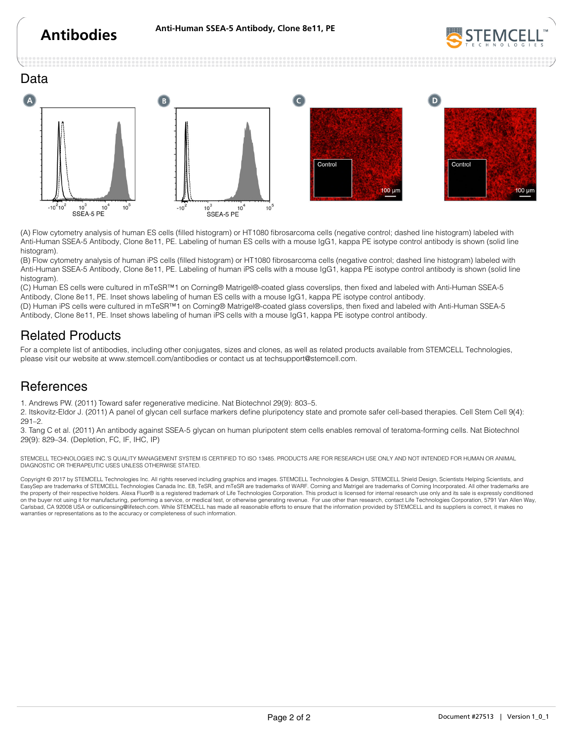## Data

A

-10^2 10^2 10^3 10^4 10^5
SSEA-5 PE

B

-10^2 10^3 10^4 10^5
SSEA-5 PE

C

Control
100 µm

D

Control
100 µm

(A) Flow cytometry analysis of human ES cells (filled histogram) or HT1080 fibrosarcoma cells (negative control; dashed line histogram) labeled with Anti-Human SSEA-5 Antibody, Clone 8e11, PE. Labeling of human ES cells with a mouse IgG1, kappa PE isotype control antibody is shown (solid line histogram).
(B) Flow cytometry analysis of human iPS cells (filled histogram) or HT1080 fibrosarcoma cells (negative control; dashed line histogram) labeled with Anti-Human SSEA-5 Antibody, Clone 8e11, PE. Labeling of human iPS cells with a mouse IgG1, kappa PE isotype control antibody is shown (solid line histogram).
(C) Human ES cells were cultured in mTeSR™1 on Corning® Matrigel®-coated glass coverslips, then fixed and labeled with Anti-Human SSEA-5 Antibody, Clone 8e11, PE. Inset shows labeling of human ES cells with a mouse IgG1, kappa PE isotype control antibody.
(D) Human iPS cells were cultured in mTeSR™1 on Corning® Matrigel®-coated glass coverslips, then fixed and labeled with Anti-Human SSEA-5 Antibody, Clone 8e11, PE. Inset shows labeling of human iPS cells with a mouse IgG1, kappa PE isotype control antibody.

## Related Products

For a complete list of antibodies, including other conjugates, sizes and clones, as well as related products available from STEMCELL Technologies, please visit our website at www.stemcell.com/antibodies or contact us at techsupport@stemcell.com.

## References

1. Andrews PW. (2011) Toward safer regenerative medicine. Nat Biotechnol 29(9): 803–5.
2. Itskovitz-Eldor J. (2011) A panel of glycan cell surface markers define pluripotency state and promote safer cell-based therapies. Cell Stem Cell 9(4): 291–2.
3. Tang C et al. (2011) An antibody against SSEA-5 glycan on human pluripotent stem cells enables removal of teratoma-forming cells. Nat Biotechnol 29(9): 829–34. (Depletion, FC, IF, IHC, IP)

STEMCELL TECHNOLOGIES INC.'S QUALITY MANAGEMENT SYSTEM IS CERTIFIED TO ISO 13485. PRODUCTS ARE FOR RESEARCH USE ONLY AND NOT INTENDED FOR HUMAN OR ANIMAL DIAGNOSTIC OR THERAPEUTIC USES UNLESS OTHERWISE STATED.

Copyright © 2017 by STEMCELL Technologies Inc. All rights reserved including graphics and images. STEMCELL Technologies & Design, STEMCELL Shield Design, Scientists Helping Scientists, and EasySep are trademarks of STEMCELL Technologies Canada Inc. E8, TeSR, and mTeSR are trademarks of WARF. Corning and Matrigel are trademarks of Corning Incorporated. All other trademarks are the property of their respective holders. Alexa Fluor® is a registered trademark of Life Technologies Corporation. This product is licensed for internal research use only and its sale is expressly conditioned on the buyer not using it for manufacturing, performing a service, or medical test, or otherwise generating revenue. For use other than research, contact Life Technologies Corporation, 5791 Van Allen Way, Carlsbad, CA 92008 USA or outlicensing@lifetech.com. While STEMCELL has made all reasonable efforts to ensure that the information provided by STEMCELL and its suppliers is correct, it makes no warranties or representations as to the accuracy or completeness of such information.

Document #27513 | Version 1_0_1